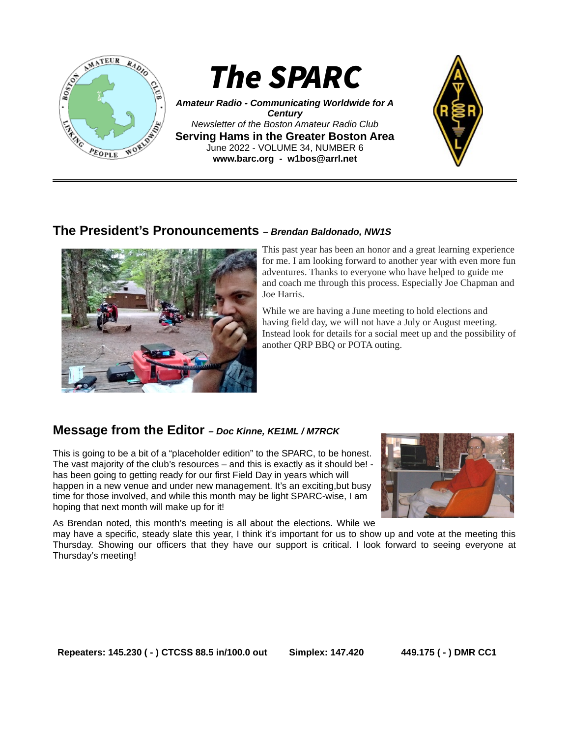# The SPARC

***Amateur Radio - Communicating Worldwide for A Century***

*Newsletter of the Boston Amateur Radio Club*

**Serving Hams in the Greater Boston Area**

June 2022 - VOLUME 34, NUMBER 6

**www.barc.org - w1bos@arrl.net**

## The President's Pronouncements *– Brendan Baldonado, NW1S*

This past year has been an honor and a great learning experience for me. I am looking forward to another year with even more fun adventures. Thanks to everyone who have helped to guide me and coach me through this process. Especially Joe Chapman and Joe Harris.

While we are having a June meeting to hold elections and having field day, we will not have a July or August meeting. Instead look for details for a social meet up and the possibility of another QRP BBQ or POTA outing.

## Message from the Editor *– Doc Kinne, KE1ML / M7RCK*

This is going to be a bit of a "placeholder edition" to the SPARC, to be honest. The vast majority of the club's resources – and this is exactly as it should be! - has been going to getting ready for our first Field Day in years which will happen in a new venue and under new management. It's an exciting,but busy time for those involved, and while this month may be light SPARC-wise, I am hoping that next month will make up for it!

As Brendan noted, this month's meeting is all about the elections. While we may have a specific, steady slate this year, I think it's important for us to show up and vote at the meeting this Thursday. Showing our officers that they have our support is critical. I look forward to seeing everyone at Thursday's meeting!

**Repeaters: 145.230 ( - ) CTCSS 88.5 in/100.0 out     Simplex: 147.420     449.175 ( - ) DMR CC1**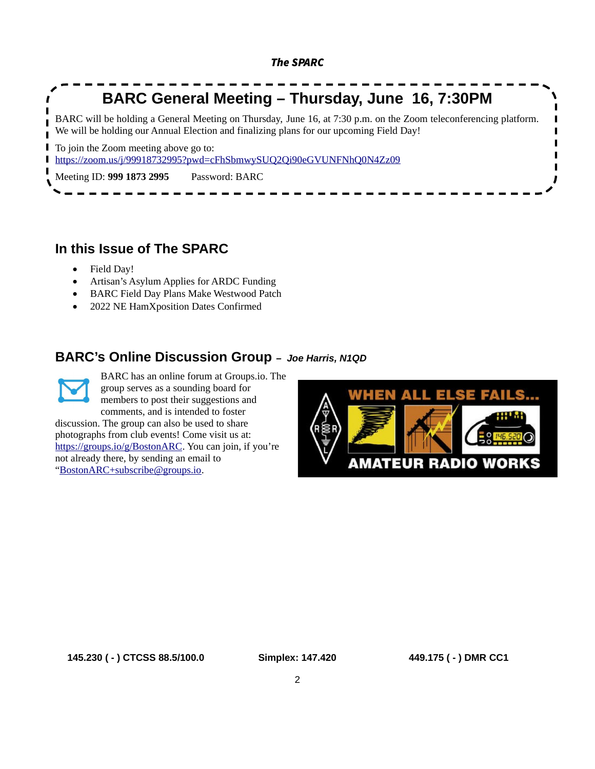## BARC General Meeting – Thursday, June 16, 7:30PM

BARC will be holding a General Meeting on Thursday, June 16, at 7:30 p.m. on the Zoom teleconferencing platform. We will be holding our Annual Election and finalizing plans for our upcoming Field Day!

To join the Zoom meeting above go to:
https://zoom.us/j/99918732995?pwd=cFhSbmwySUQ2Qi90eGVUNFNhQ0N4Zz09

Meeting ID: **999 1873 2995** Password: BARC

## In this Issue of The SPARC

- Field Day!
- Artisan's Asylum Applies for ARDC Funding
- BARC Field Day Plans Make Westwood Patch
- 2022 NE HamXposition Dates Confirmed

## BARC's Online Discussion Group – *Joe Harris, N1QD*

BARC has an online forum at Groups.io. The group serves as a sounding board for members to post their suggestions and comments, and is intended to foster discussion. The group can also be used to share photographs from club events! Come visit us at: https://groups.io/g/BostonARC. You can join, if you're not already there, by sending an email to "BostonARC+subscribe@groups.io.

**145.230 ( - ) CTCSS 88.5/100.0** **Simplex: 147.420** **449.175 ( - ) DMR CC1**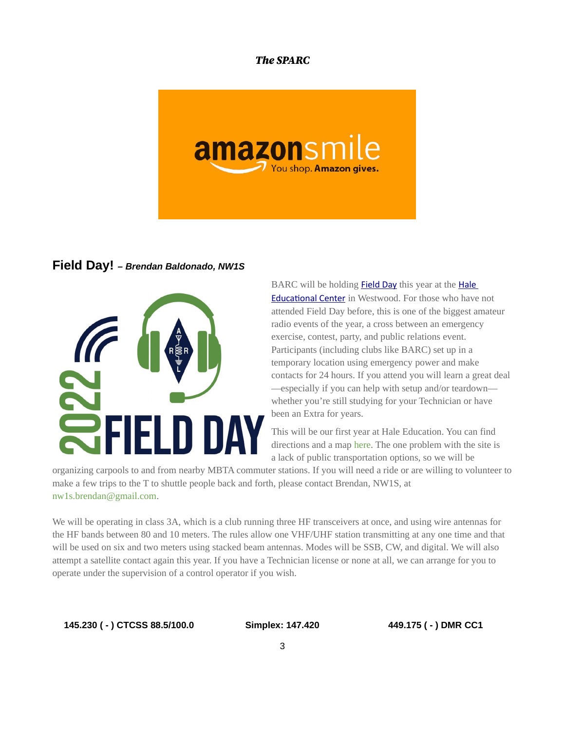## Field Day! *– Brendan Baldonado, NW1S*

BARC will be holding Field Day this year at the Hale Educational Center in Westwood. For those who have not attended Field Day before, this is one of the biggest amateur radio events of the year, a cross between an emergency exercise, contest, party, and public relations event. Participants (including clubs like BARC) set up in a temporary location using emergency power and make contacts for 24 hours. If you attend you will learn a great deal—especially if you can help with setup and/or teardown—whether you're still studying for your Technician or have been an Extra for years.

This will be our first year at Hale Education. You can find directions and a map here. The one problem with the site is a lack of public transportation options, so we will be organizing carpools to and from nearby MBTA commuter stations. If you will need a ride or are willing to volunteer to make a few trips to the T to shuttle people back and forth, please contact Brendan, NW1S, at nw1s.brendan@gmail.com.

We will be operating in class 3A, which is a club running three HF transceivers at once, and using wire antennas for the HF bands between 80 and 10 meters. The rules allow one VHF/UHF station transmitting at any one time and that will be used on six and two meters using stacked beam antennas. Modes will be SSB, CW, and digital. We will also attempt a satellite contact again this year. If you have a Technician license or none at all, we can arrange for you to operate under the supervision of a control operator if you wish.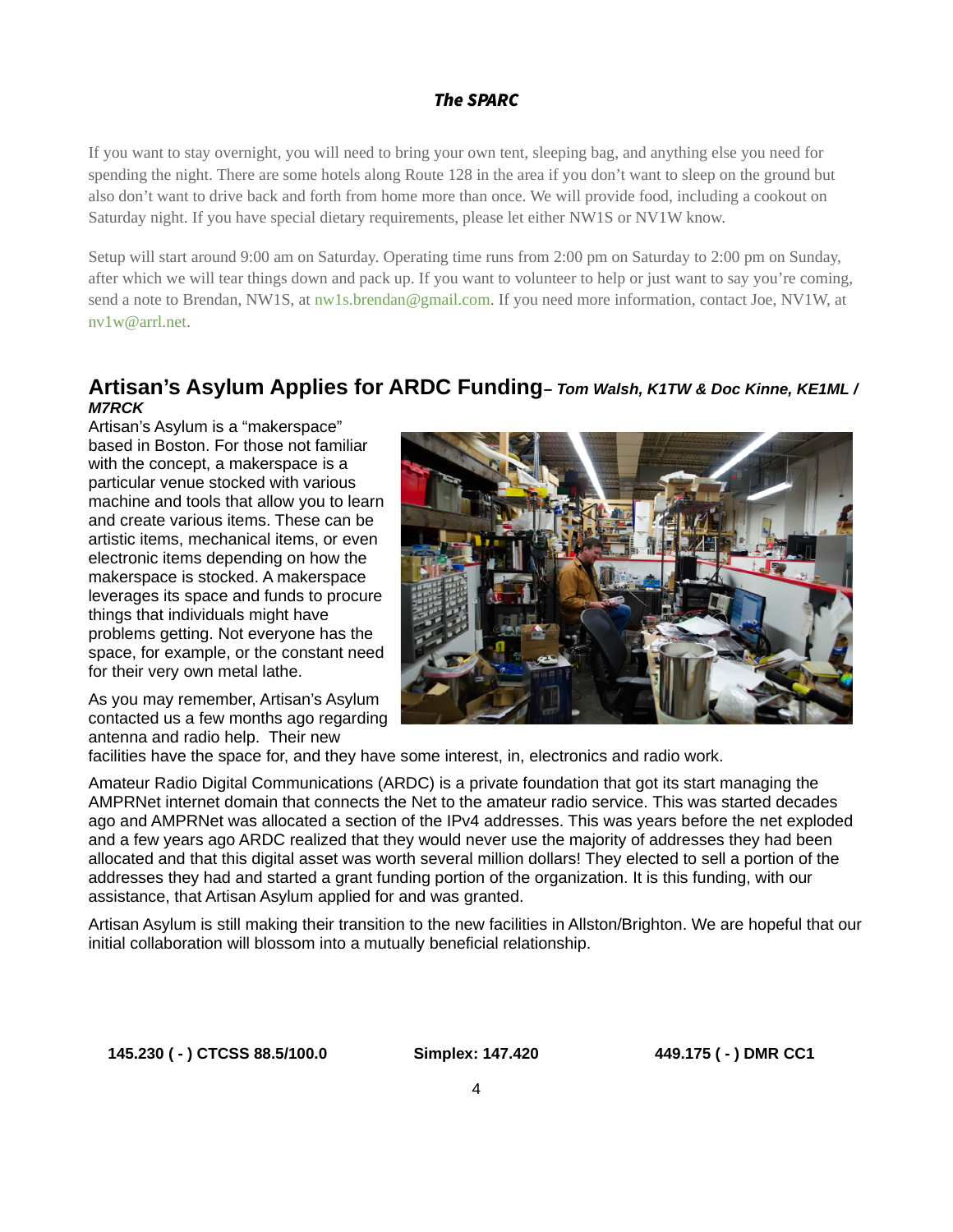If you want to stay overnight, you will need to bring your own tent, sleeping bag, and anything else you need for spending the night. There are some hotels along Route 128 in the area if you don't want to sleep on the ground but also don't want to drive back and forth from home more than once. We will provide food, including a cookout on Saturday night. If you have special dietary requirements, please let either NW1S or NV1W know.

Setup will start around 9:00 am on Saturday. Operating time runs from 2:00 pm on Saturday to 2:00 pm on Sunday, after which we will tear things down and pack up. If you want to volunteer to help or just want to say you're coming, send a note to Brendan, NW1S, at nw1s.brendan@gmail.com. If you need more information, contact Joe, NV1W, at nv1w@arrl.net.

## Artisan's Asylum Applies for ARDC Funding*– Tom Walsh, K1TW & Doc Kinne, KE1ML / M7RCK*

Artisan's Asylum is a "makerspace" based in Boston. For those not familiar with the concept, a makerspace is a particular venue stocked with various machine and tools that allow you to learn and create various items. These can be artistic items, mechanical items, or even electronic items depending on how the makerspace is stocked. A makerspace leverages its space and funds to procure things that individuals might have problems getting. Not everyone has the space, for example, or the constant need for their very own metal lathe.

As you may remember, Artisan's Asylum contacted us a few months ago regarding antenna and radio help. Their new facilities have the space for, and they have some interest, in, electronics and radio work.

Amateur Radio Digital Communications (ARDC) is a private foundation that got its start managing the AMPRNet internet domain that connects the Net to the amateur radio service. This was started decades ago and AMPRNet was allocated a section of the IPv4 addresses. This was years before the net exploded and a few years ago ARDC realized that they would never use the majority of addresses they had been allocated and that this digital asset was worth several million dollars! They elected to sell a portion of the addresses they had and started a grant funding portion of the organization. It is this funding, with our assistance, that Artisan Asylum applied for and was granted.

Artisan Asylum is still making their transition to the new facilities in Allston/Brighton. We are hopeful that our initial collaboration will blossom into a mutually beneficial relationship.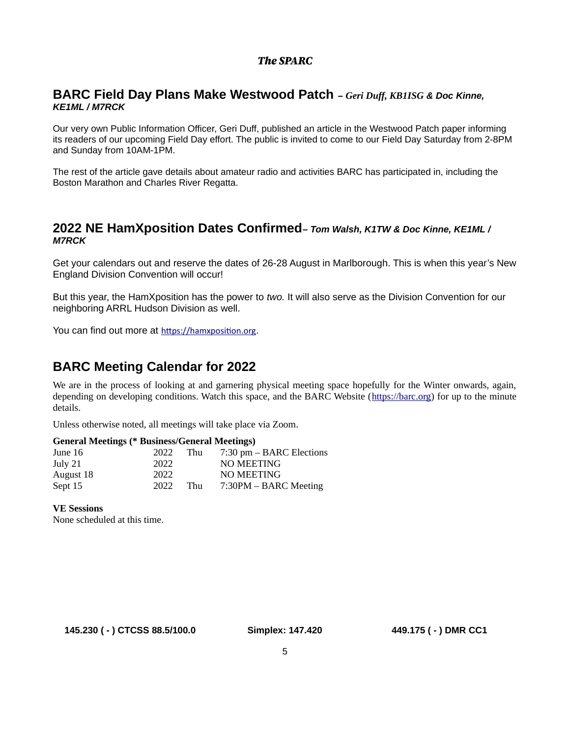## BARC Field Day Plans Make Westwood Patch *– Geri Duff, KB1ISG & Doc Kinne, KE1ML / M7RCK*

Our very own Public Information Officer, Geri Duff, published an article in the Westwood Patch paper informing its readers of our upcoming Field Day effort. The public is invited to come to our Field Day Saturday from 2-8PM and Sunday from 10AM-1PM.

The rest of the article gave details about amateur radio and activities BARC has participated in, including the Boston Marathon and Charles River Regatta.

## 2022 NE HamXposition Dates Confirmed*– Tom Walsh, K1TW & Doc Kinne, KE1ML / M7RCK*

Get your calendars out and reserve the dates of 26-28 August in Marlborough. This is when this year's New England Division Convention will occur!

But this year, the HamXposition has the power to *two.* It will also serve as the Division Convention for our neighboring ARRL Hudson Division as well.

You can find out more at https://hamxposition.org.

## BARC Meeting Calendar for 2022

We are in the process of looking at and garnering physical meeting space hopefully for the Winter onwards, again, depending on developing conditions. Watch this space, and the BARC Website (https://barc.org) for up to the minute details.

Unless otherwise noted, all meetings will take place via Zoom.

**General Meetings (* Business/General Meetings)**

| Date | Year | Day | Details |
|---|---|---|---|
| June 16 | 2022 | Thu | 7:30 pm – BARC Elections |
| July 21 | 2022 | | NO MEETING |
| August 18 | 2022 | | NO MEETING |
| Sept 15 | 2022 | Thu | 7:30PM – BARC Meeting |

**VE Sessions**

None scheduled at this time.

**145.230 ( - ) CTCSS 88.5/100.0** **Simplex: 147.420** **449.175 ( - ) DMR CC1**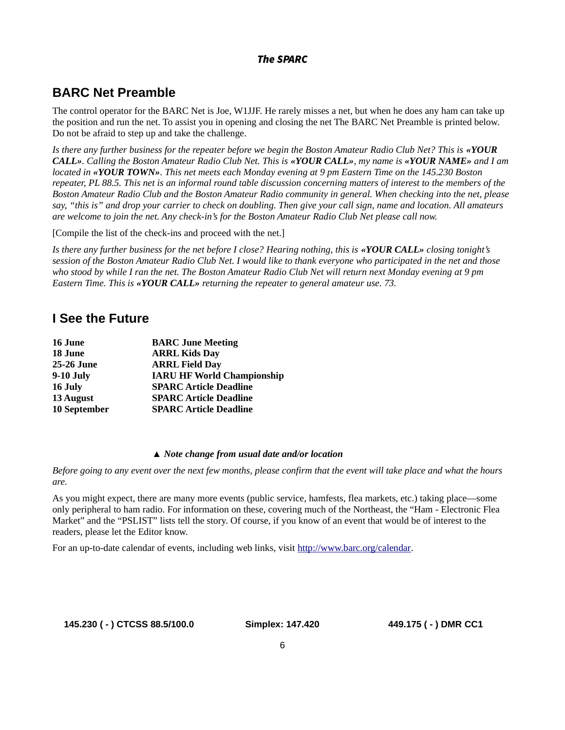## BARC Net Preamble

The control operator for the BARC Net is Joe, W1JJF. He rarely misses a net, but when he does any ham can take up the position and run the net. To assist you in opening and closing the net The BARC Net Preamble is printed below. Do not be afraid to step up and take the challenge.

*Is there any further business for the repeater before we begin the Boston Amateur Radio Club Net? This is* ***«YOUR CALL»****. Calling the Boston Amateur Radio Club Net. This is* ***«YOUR CALL»****, my name is* ***«YOUR NAME»*** *and I am located in* ***«YOUR TOWN»****. This net meets each Monday evening at 9 pm Eastern Time on the 145.230 Boston repeater, PL 88.5. This net is an informal round table discussion concerning matters of interest to the members of the Boston Amateur Radio Club and the Boston Amateur Radio community in general. When checking into the net, please say, "this is" and drop your carrier to check on doubling. Then give your call sign, name and location. All amateurs are welcome to join the net. Any check-in's for the Boston Amateur Radio Club Net please call now.*

[Compile the list of the check-ins and proceed with the net.]

*Is there any further business for the net before I close? Hearing nothing, this is* ***«YOUR CALL»*** *closing tonight's session of the Boston Amateur Radio Club Net. I would like to thank everyone who participated in the net and those who stood by while I ran the net. The Boston Amateur Radio Club Net will return next Monday evening at 9 pm Eastern Time. This is* ***«YOUR CALL»*** *returning the repeater to general amateur use. 73.*

## I See the Future

| | |
|---|---|
| **16 June** | **BARC June Meeting** |
| **18 June** | **ARRL Kids Day** |
| **25-26 June** | **ARRL Field Day** |
| **9-10 July** | **IARU HF World Championship** |
| **16 July** | **SPARC Article Deadline** |
| **13 August** | **SPARC Article Deadline** |
| **10 September** | **SPARC Article Deadline** |

▲ ***Note change from usual date and/or location***

*Before going to any event over the next few months, please confirm that the event will take place and what the hours are.*

As you might expect, there are many more events (public service, hamfests, flea markets, etc.) taking place—some only peripheral to ham radio. For information on these, covering much of the Northeast, the "Ham - Electronic Flea Market" and the "PSLIST" lists tell the story. Of course, if you know of an event that would be of interest to the readers, please let the Editor know.

For an up-to-date calendar of events, including web links, visit http://www.barc.org/calendar.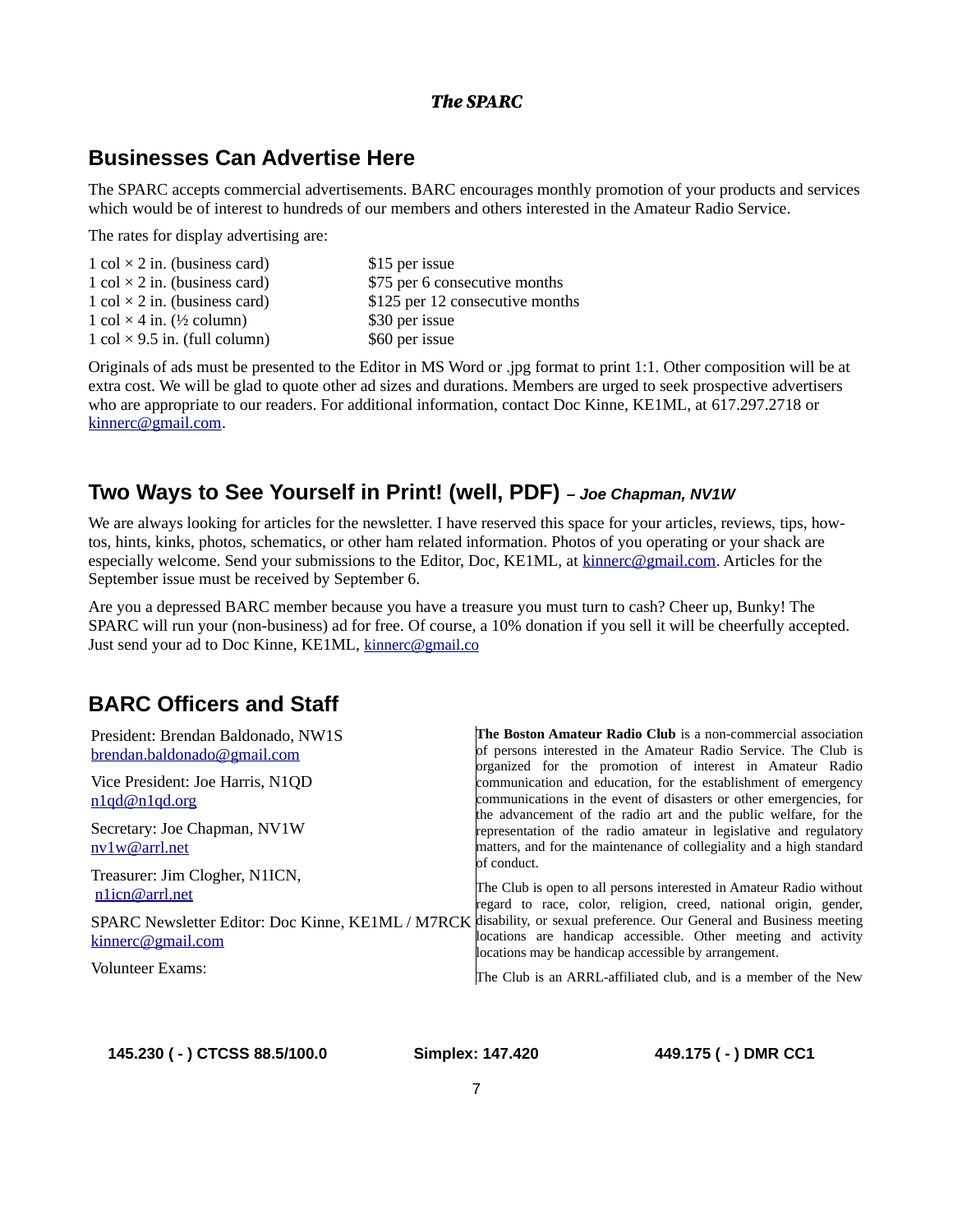## Businesses Can Advertise Here

The SPARC accepts commercial advertisements. BARC encourages monthly promotion of your products and services which would be of interest to hundreds of our members and others interested in the Amateur Radio Service.

The rates for display advertising are:

| | |
|---|---|
| 1 col × 2 in. (business card) | $15 per issue |
| 1 col × 2 in. (business card) | $75 per 6 consecutive months |
| 1 col × 2 in. (business card) | $125 per 12 consecutive months |
| 1 col × 4 in. (½ column) | $30 per issue |
| 1 col × 9.5 in. (full column) | $60 per issue |

Originals of ads must be presented to the Editor in MS Word or .jpg format to print 1:1. Other composition will be at extra cost. We will be glad to quote other ad sizes and durations. Members are urged to seek prospective advertisers who are appropriate to our readers. For additional information, contact Doc Kinne, KE1ML, at 617.297.2718 or kinnerc@gmail.com.

## Two Ways to See Yourself in Print! (well, PDF) *– Joe Chapman, NV1W*

We are always looking for articles for the newsletter. I have reserved this space for your articles, reviews, tips, how-tos, hints, kinks, photos, schematics, or other ham related information. Photos of you operating or your shack are especially welcome. Send your submissions to the Editor, Doc, KE1ML, at kinnerc@gmail.com. Articles for the September issue must be received by September 6.

Are you a depressed BARC member because you have a treasure you must turn to cash? Cheer up, Bunky! The SPARC will run your (non-business) ad for free. Of course, a 10% donation if you sell it will be cheerfully accepted. Just send your ad to Doc Kinne, KE1ML, kinnerc@gmail.co

## BARC Officers and Staff

President: Brendan Baldonado, NW1S
brendan.baldonado@gmail.com

Vice President: Joe Harris, N1QD
n1qd@n1qd.org

Secretary: Joe Chapman, NV1W
nv1w@arrl.net

Treasurer: Jim Clogher, N1ICN,
n1icn@arrl.net

SPARC Newsletter Editor: Doc Kinne, KE1ML / M7RCK
kinnerc@gmail.com

Volunteer Exams:

**The Boston Amateur Radio Club** is a non-commercial association of persons interested in the Amateur Radio Service. The Club is organized for the promotion of interest in Amateur Radio communication and education, for the establishment of emergency communications in the event of disasters or other emergencies, for the advancement of the radio art and the public welfare, for the representation of the radio amateur in legislative and regulatory matters, and for the maintenance of collegiality and a high standard of conduct.

The Club is open to all persons interested in Amateur Radio without regard to race, color, religion, creed, national origin, gender, disability, or sexual preference. Our General and Business meeting locations are handicap accessible. Other meeting and activity locations may be handicap accessible by arrangement.

The Club is an ARRL-affiliated club, and is a member of the New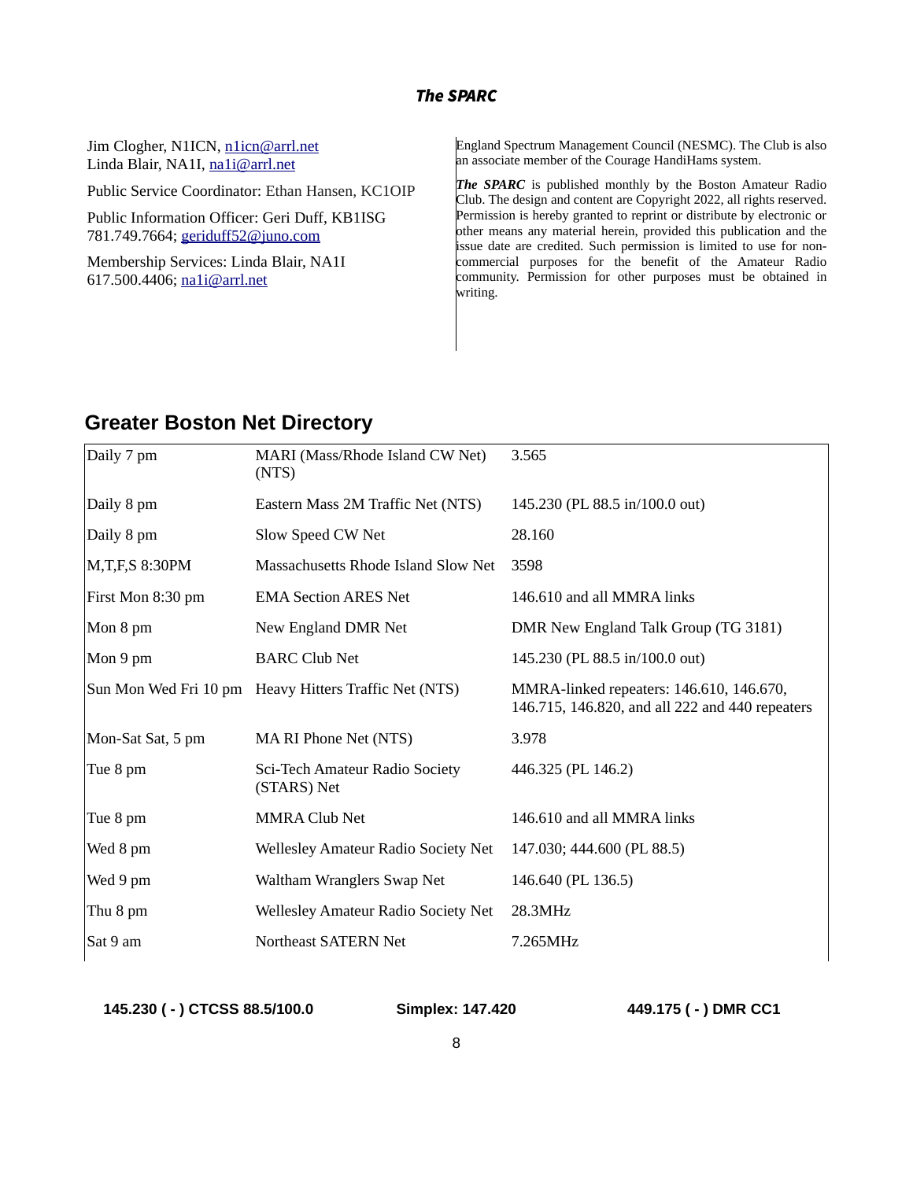Jim Clogher, N1ICN, n1icn@arrl.net
Linda Blair, NA1I, na1i@arrl.net

Public Service Coordinator: Ethan Hansen, KC1OIP

Public Information Officer: Geri Duff, KB1ISG
781.749.7664; geriduff52@juno.com

Membership Services: Linda Blair, NA1I
617.500.4406; na1i@arrl.net

England Spectrum Management Council (NESMC). The Club is also an associate member of the Courage HandiHams system.

***The SPARC*** is published monthly by the Boston Amateur Radio Club. The design and content are Copyright 2022, all rights reserved. Permission is hereby granted to reprint or distribute by electronic or other means any material herein, provided this publication and the issue date are credited. Such permission is limited to use for non-commercial purposes for the benefit of the Amateur Radio community. Permission for other purposes must be obtained in writing.

## Greater Boston Net Directory

| | | |
|---|---|---|
| Daily 7 pm | MARI (Mass/Rhode Island CW Net) (NTS) | 3.565 |
| Daily 8 pm | Eastern Mass 2M Traffic Net (NTS) | 145.230 (PL 88.5 in/100.0 out) |
| Daily 8 pm | Slow Speed CW Net | 28.160 |
| M,T,F,S 8:30PM | Massachusetts Rhode Island Slow Net | 3598 |
| First Mon 8:30 pm | EMA Section ARES Net | 146.610 and all MMRA links |
| Mon 8 pm | New England DMR Net | DMR New England Talk Group (TG 3181) |
| Mon 9 pm | BARC Club Net | 145.230 (PL 88.5 in/100.0 out) |
| Sun Mon Wed Fri 10 pm | Heavy Hitters Traffic Net (NTS) | MMRA-linked repeaters: 146.610, 146.670, 146.715, 146.820, and all 222 and 440 repeaters |
| Mon-Sat Sat, 5 pm | MA RI Phone Net (NTS) | 3.978 |
| Tue 8 pm | Sci-Tech Amateur Radio Society (STARS) Net | 446.325 (PL 146.2) |
| Tue 8 pm | MMRA Club Net | 146.610 and all MMRA links |
| Wed 8 pm | Wellesley Amateur Radio Society Net | 147.030; 444.600 (PL 88.5) |
| Wed 9 pm | Waltham Wranglers Swap Net | 146.640 (PL 136.5) |
| Thu 8 pm | Wellesley Amateur Radio Society Net | 28.3MHz |
| Sat 9 am | Northeast SATERN Net | 7.265MHz |

**145.230 ( - ) CTCSS 88.5/100.0 Simplex: 147.420 449.175 ( - ) DMR CC1**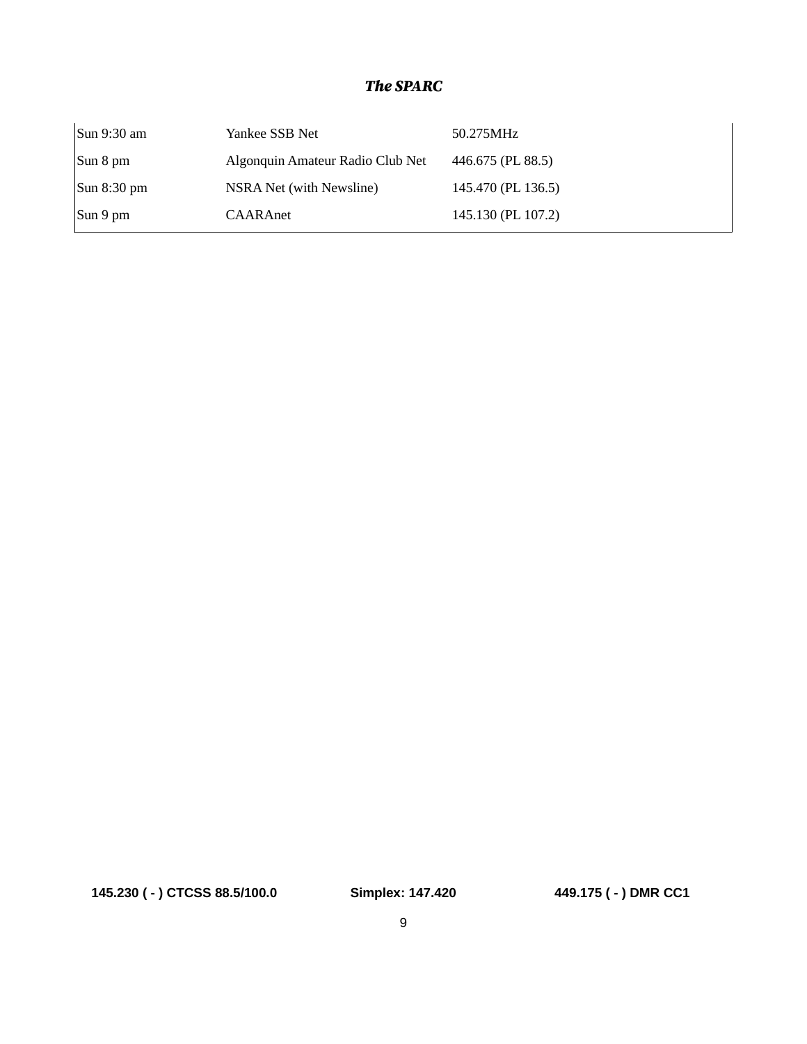| | | |
|---|---|---|
| Sun 9:30 am | Yankee SSB Net | 50.275MHz |
| Sun 8 pm | Algonquin Amateur Radio Club Net | 446.675 (PL 88.5) |
| Sun 8:30 pm | NSRA Net (with Newsline) | 145.470 (PL 136.5) |
| Sun 9 pm | CAARAnet | 145.130 (PL 107.2) |